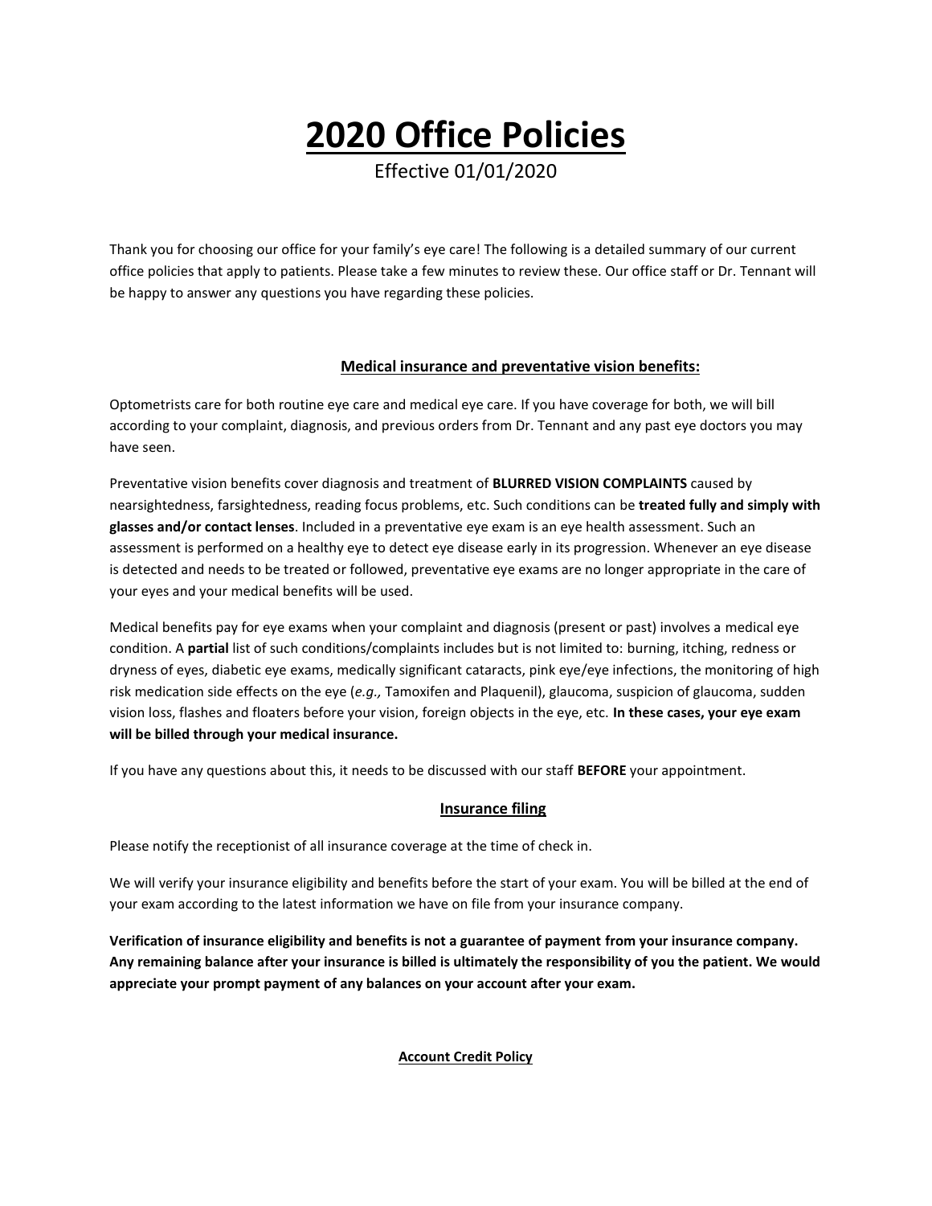# 2020 Office Policies

Effective 01/01/2020

Thank you for choosing our office for your family's eye care! The following is a detailed summary of our current office policies that apply to patients. Please take a few minutes to review these. Our office staff or Dr. Tennant will be happy to answer any questions you have regarding these policies.

## Medical insurance and preventative vision benefits:

Optometrists care for both routine eye care and medical eye care. If you have coverage for both, we will bill according to your complaint, diagnosis, and previous orders from Dr. Tennant and any past eye doctors you may have seen.

Preventative vision benefits cover diagnosis and treatment of **BLURRED VISION COMPLAINTS** caused by nearsightedness, farsightedness, reading focus problems, etc. Such conditions can be **treated fully and simply with glasses and/or contact lenses**. Included in a preventative eye exam is an eye health assessment. Such an assessment is performed on a healthy eye to detect eye disease early in its progression. Whenever an eye disease is detected and needs to be treated or followed, preventative eye exams are no longer appropriate in the care of your eyes and your medical benefits will be used.

Medical benefits pay for eye exams when your complaint and diagnosis (present or past) involves a medical eye condition. A **partial** list of such conditions/complaints includes but is not limited to: burning, itching, redness or dryness of eyes, diabetic eye exams, medically significant cataracts, pink eye/eye infections, the monitoring of high risk medication side effects on the eye (*e.g.,* Tamoxifen and Plaquenil), glaucoma, suspicion of glaucoma, sudden vision loss, flashes and floaters before your vision, foreign objects in the eye, etc. **In these cases, your eye exam will be billed through your medical insurance.**

If you have any questions about this, it needs to be discussed with our staff **BEFORE** your appointment.

## Insurance filing

Please notify the receptionist of all insurance coverage at the time of check in.

We will verify your insurance eligibility and benefits before the start of your exam. You will be billed at the end of your exam according to the latest information we have on file from your insurance company.

**Verification of insurance eligibility and benefits is not a guarantee of payment from your insurance company. Any remaining balance after your insurance is billed is ultimately the responsibility of you the patient. We would appreciate your prompt payment of any balances on your account after your exam.**

## Account Credit Policy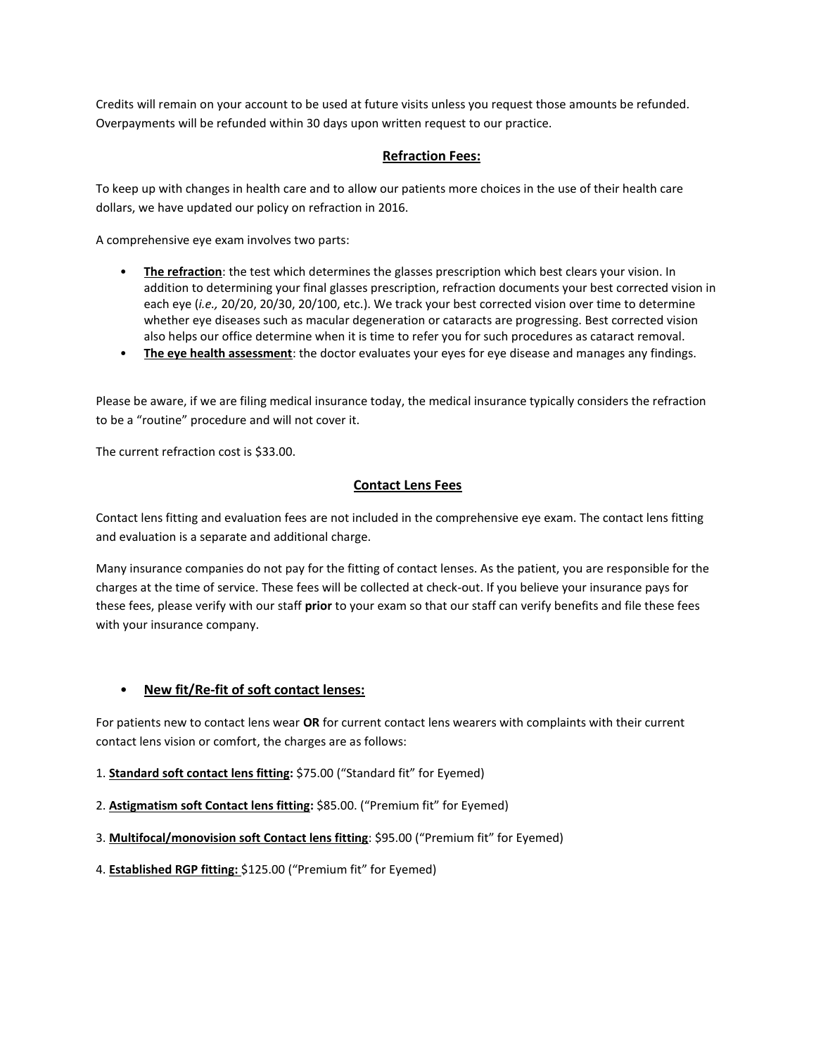Credits will remain on your account to be used at future visits unless you request those amounts be refunded. Overpayments will be refunded within 30 days upon written request to our practice.

## Refraction Fees:

To keep up with changes in health care and to allow our patients more choices in the use of their health care dollars, we have updated our policy on refraction in 2016.

A comprehensive eye exam involves two parts:

- **The refraction**: the test which determines the glasses prescription which best clears your vision. In addition to determining your final glasses prescription, refraction documents your best corrected vision in each eye (*i.e.,* 20/20, 20/30, 20/100, etc.). We track your best corrected vision over time to determine whether eye diseases such as macular degeneration or cataracts are progressing. Best corrected vision also helps our office determine when it is time to refer you for such procedures as cataract removal.
- **The eye health assessment**: the doctor evaluates your eyes for eye disease and manages any findings.

Please be aware, if we are filing medical insurance today, the medical insurance typically considers the refraction to be a "routine" procedure and will not cover it.

The current refraction cost is $33.00.

## Contact Lens Fees

Contact lens fitting and evaluation fees are not included in the comprehensive eye exam. The contact lens fitting and evaluation is a separate and additional charge.

Many insurance companies do not pay for the fitting of contact lenses. As the patient, you are responsible for the charges at the time of service. These fees will be collected at check-out. If you believe your insurance pays for these fees, please verify with our staff **prior** to your exam so that our staff can verify benefits and file these fees with your insurance company.

- **New fit/Re-fit of soft contact lenses:**

For patients new to contact lens wear **OR** for current contact lens wearers with complaints with their current contact lens vision or comfort, the charges are as follows:

1. **Standard soft contact lens fitting:** $75.00 ("Standard fit" for Eyemed)
2. **Astigmatism soft Contact lens fitting:** $85.00. ("Premium fit" for Eyemed)
3. **Multifocal/monovision soft Contact lens fitting**: $95.00 ("Premium fit" for Eyemed)
4. **Established RGP fitting:** $125.00 ("Premium fit" for Eyemed)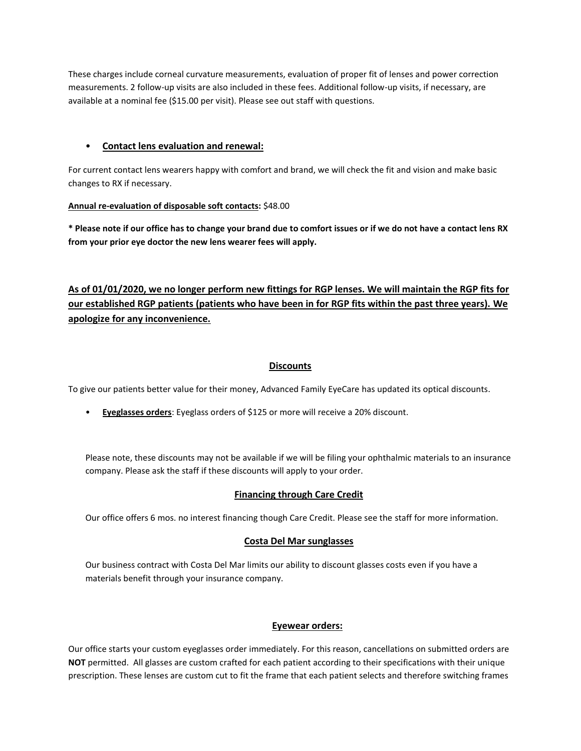These charges include corneal curvature measurements, evaluation of proper fit of lenses and power correction measurements. 2 follow-up visits are also included in these fees. Additional follow-up visits, if necessary, are available at a nominal fee ($15.00 per visit). Please see out staff with questions.

- **Contact lens evaluation and renewal:**

For current contact lens wearers happy with comfort and brand, we will check the fit and vision and make basic changes to RX if necessary.

**Annual re-evaluation of disposable soft contacts:** $48.00

**\* Please note if our office has to change your brand due to comfort issues or if we do not have a contact lens RX from your prior eye doctor the new lens wearer fees will apply.**

**As of 01/01/2020, we no longer perform new fittings for RGP lenses. We will maintain the RGP fits for our established RGP patients (patients who have been in for RGP fits within the past three years). We apologize for any inconvenience.**

## Discounts

To give our patients better value for their money, Advanced Family EyeCare has updated its optical discounts.

- **Eyeglasses orders**: Eyeglass orders of $125 or more will receive a 20% discount.

Please note, these discounts may not be available if we will be filing your ophthalmic materials to an insurance company. Please ask the staff if these discounts will apply to your order.

## Financing through Care Credit

Our office offers 6 mos. no interest financing though Care Credit. Please see the staff for more information.

## Costa Del Mar sunglasses

Our business contract with Costa Del Mar limits our ability to discount glasses costs even if you have a materials benefit through your insurance company.

## Eyewear orders:

Our office starts your custom eyeglasses order immediately. For this reason, cancellations on submitted orders are **NOT** permitted. All glasses are custom crafted for each patient according to their specifications with their unique prescription. These lenses are custom cut to fit the frame that each patient selects and therefore switching frames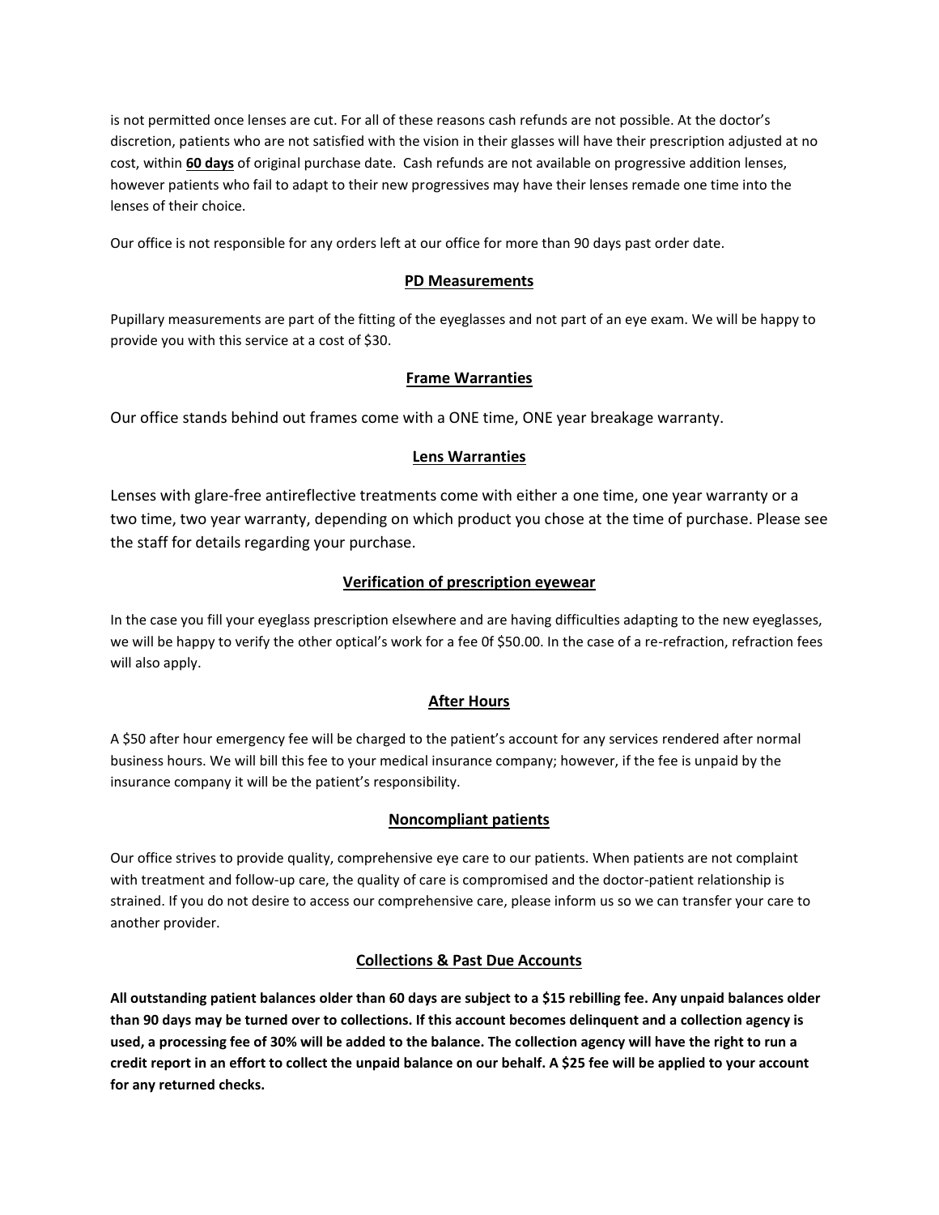is not permitted once lenses are cut. For all of these reasons cash refunds are not possible. At the doctor's discretion, patients who are not satisfied with the vision in their glasses will have their prescription adjusted at no cost, within **60 days** of original purchase date. Cash refunds are not available on progressive addition lenses, however patients who fail to adapt to their new progressives may have their lenses remade one time into the lenses of their choice.

Our office is not responsible for any orders left at our office for more than 90 days past order date.

## PD Measurements

Pupillary measurements are part of the fitting of the eyeglasses and not part of an eye exam. We will be happy to provide you with this service at a cost of $30.

## Frame Warranties

Our office stands behind out frames come with a ONE time, ONE year breakage warranty.

## Lens Warranties

Lenses with glare-free antireflective treatments come with either a one time, one year warranty or a two time, two year warranty, depending on which product you chose at the time of purchase. Please see the staff for details regarding your purchase.

## Verification of prescription eyewear

In the case you fill your eyeglass prescription elsewhere and are having difficulties adapting to the new eyeglasses, we will be happy to verify the other optical's work for a fee 0f $50.00. In the case of a re-refraction, refraction fees will also apply.

## After Hours

A $50 after hour emergency fee will be charged to the patient's account for any services rendered after normal business hours. We will bill this fee to your medical insurance company; however, if the fee is unpaid by the insurance company it will be the patient's responsibility.

## Noncompliant patients

Our office strives to provide quality, comprehensive eye care to our patients. When patients are not complaint with treatment and follow-up care, the quality of care is compromised and the doctor-patient relationship is strained. If you do not desire to access our comprehensive care, please inform us so we can transfer your care to another provider.

## Collections & Past Due Accounts

**All outstanding patient balances older than 60 days are subject to a $15 rebilling fee. Any unpaid balances older than 90 days may be turned over to collections. If this account becomes delinquent and a collection agency is used, a processing fee of 30% will be added to the balance. The collection agency will have the right to run a credit report in an effort to collect the unpaid balance on our behalf. A $25 fee will be applied to your account for any returned checks.**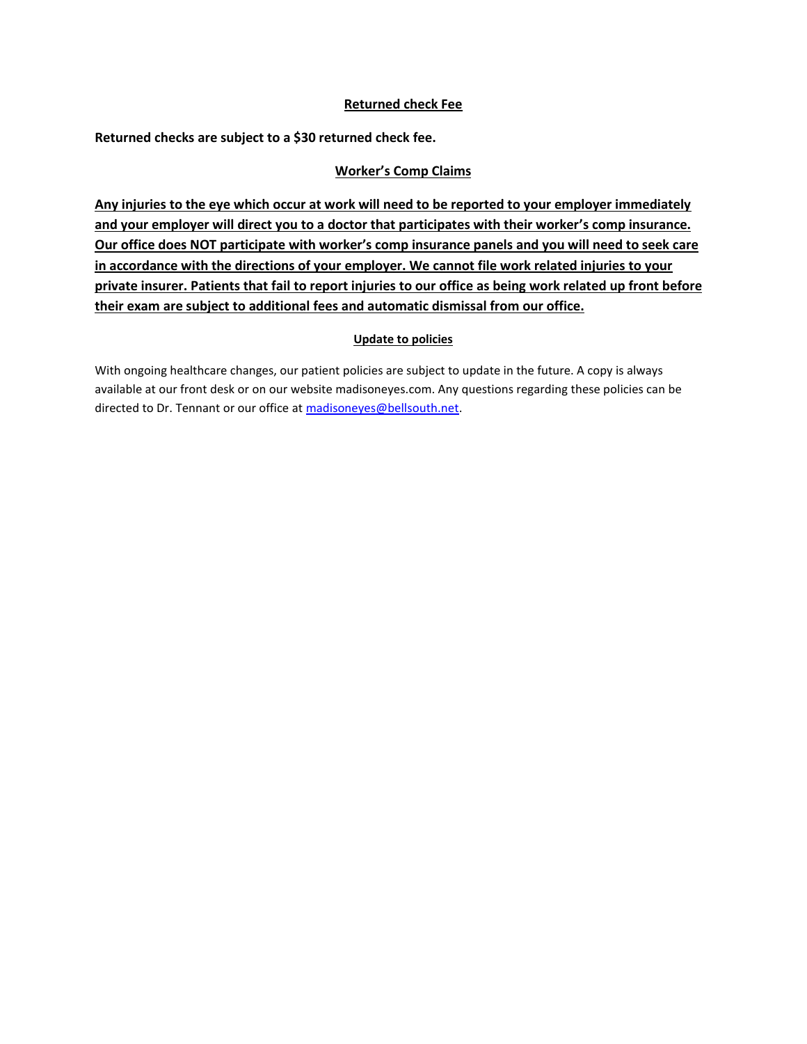## Returned check Fee

**Returned checks are subject to a $30 returned check fee.**

## Worker's Comp Claims

**Any injuries to the eye which occur at work will need to be reported to your employer immediately and your employer will direct you to a doctor that participates with their worker's comp insurance. Our office does NOT participate with worker's comp insurance panels and you will need to seek care in accordance with the directions of your employer. We cannot file work related injuries to your private insurer. Patients that fail to report injuries to our office as being work related up front before their exam are subject to additional fees and automatic dismissal from our office.**

## Update to policies

With ongoing healthcare changes, our patient policies are subject to update in the future. A copy is always available at our front desk or on our website madisoneyes.com. Any questions regarding these policies can be directed to Dr. Tennant or our office at madisoneyes@bellsouth.net.